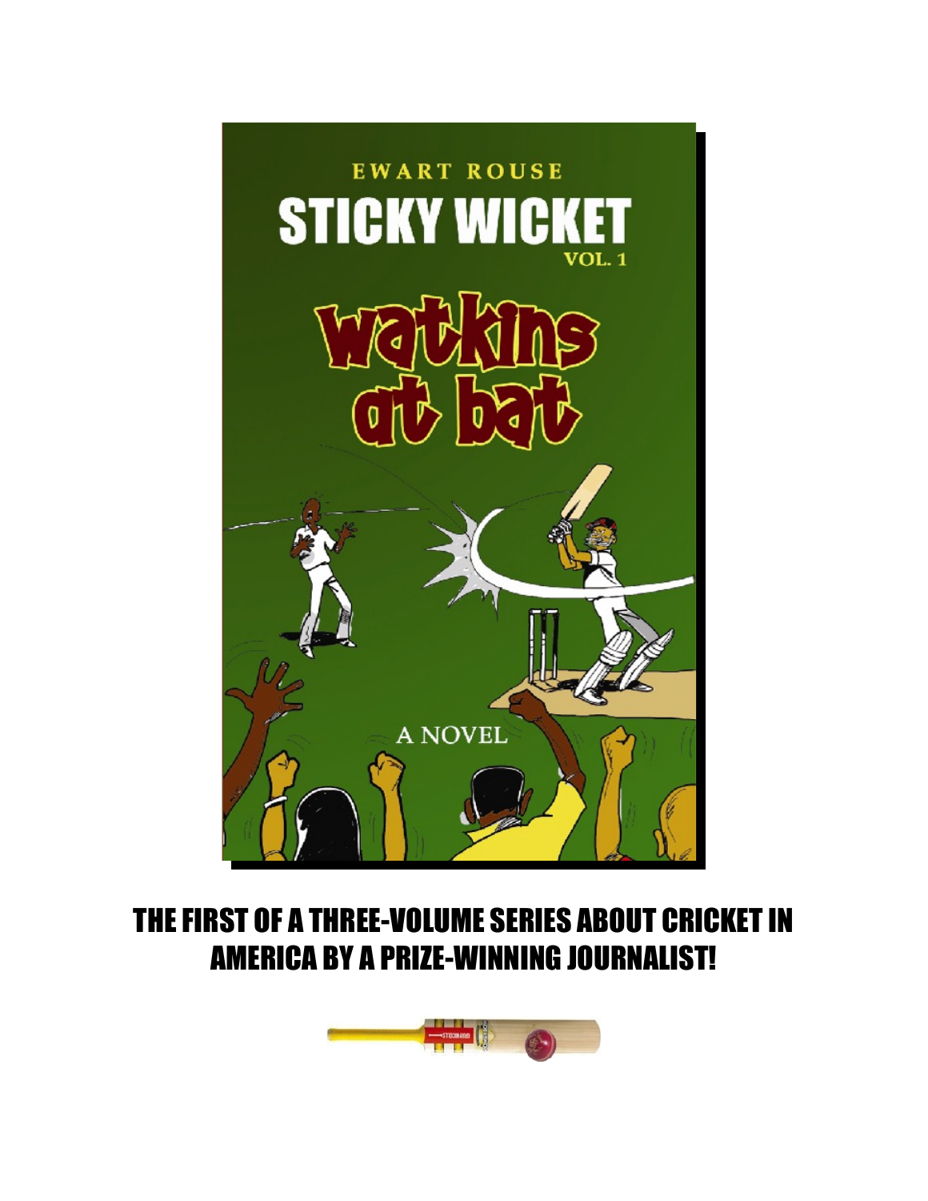EWART ROUSE

# STICKY WICKET

VOL. 1

## watkins at bat

A NOVEL

**THE FIRST OF A THREE-VOLUME SERIES ABOUT CRICKET IN AMERICA BY A PRIZE-WINNING JOURNALIST!**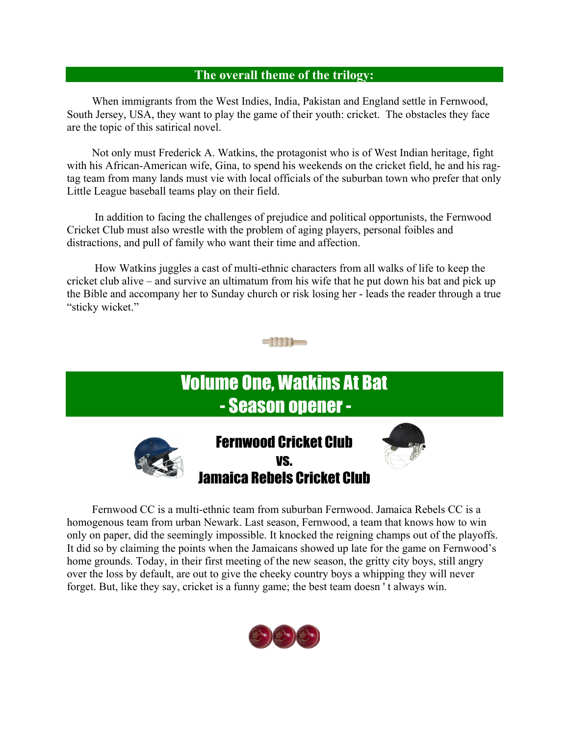## The overall theme of the trilogy:

When immigrants from the West Indies, India, Pakistan and England settle in Fernwood, South Jersey, USA, they want to play the game of their youth: cricket. The obstacles they face are the topic of this satirical novel.

Not only must Frederick A. Watkins, the protagonist who is of West Indian heritage, fight with his African-American wife, Gina, to spend his weekends on the cricket field, he and his rag-tag team from many lands must vie with local officials of the suburban town who prefer that only Little League baseball teams play on their field.

In addition to facing the challenges of prejudice and political opportunists, the Fernwood Cricket Club must also wrestle with the problem of aging players, personal foibles and distractions, and pull of family who want their time and affection.

How Watkins juggles a cast of multi-ethnic characters from all walks of life to keep the cricket club alive – and survive an ultimatum from his wife that he put down his bat and pick up the Bible and accompany her to Sunday church or risk losing her - leads the reader through a true "sticky wicket."

# Volume One, Watkins At Bat
# - Season opener -

## Fernwood Cricket Club
## vs.
## Jamaica Rebels Cricket Club

Fernwood CC is a multi-ethnic team from suburban Fernwood. Jamaica Rebels CC is a homogenous team from urban Newark. Last season, Fernwood, a team that knows how to win only on paper, did the seemingly impossible. It knocked the reigning champs out of the playoffs. It did so by claiming the points when the Jamaicans showed up late for the game on Fernwood's home grounds. Today, in their first meeting of the new season, the gritty city boys, still angry over the loss by default, are out to give the cheeky country boys a whipping they will never forget. But, like they say, cricket is a funny game; the best team doesn ' t always win.